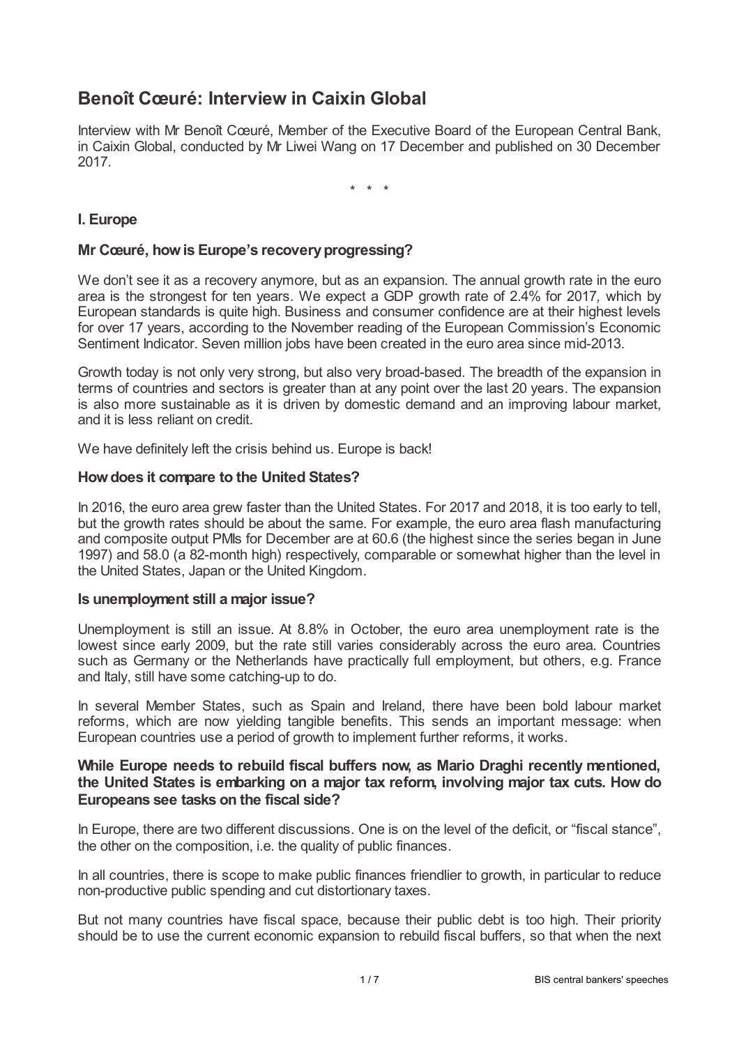# Benoît Cœuré: Interview in Caixin Global

Interview with Mr Benoît Cœuré, Member of the Executive Board of the European Central Bank, in Caixin Global, conducted by Mr Liwei Wang on 17 December and published on 30 December 2017.

\* \* \*

## I. Europe

### Mr Cœuré, how is Europe's recovery progressing?

We don't see it as a recovery anymore, but as an expansion. The annual growth rate in the euro area is the strongest for ten years. We expect a GDP growth rate of 2.4% for 2017, which by European standards is quite high. Business and consumer confidence are at their highest levels for over 17 years, according to the November reading of the European Commission's Economic Sentiment Indicator. Seven million jobs have been created in the euro area since mid-2013.

Growth today is not only very strong, but also very broad-based. The breadth of the expansion in terms of countries and sectors is greater than at any point over the last 20 years. The expansion is also more sustainable as it is driven by domestic demand and an improving labour market, and it is less reliant on credit.

We have definitely left the crisis behind us. Europe is back!

### How does it compare to the United States?

In 2016, the euro area grew faster than the United States. For 2017 and 2018, it is too early to tell, but the growth rates should be about the same. For example, the euro area flash manufacturing and composite output PMIs for December are at 60.6 (the highest since the series began in June 1997) and 58.0 (a 82-month high) respectively, comparable or somewhat higher than the level in the United States, Japan or the United Kingdom.

### Is unemployment still a major issue?

Unemployment is still an issue. At 8.8% in October, the euro area unemployment rate is the lowest since early 2009, but the rate still varies considerably across the euro area. Countries such as Germany or the Netherlands have practically full employment, but others, e.g. France and Italy, still have some catching-up to do.

In several Member States, such as Spain and Ireland, there have been bold labour market reforms, which are now yielding tangible benefits. This sends an important message: when European countries use a period of growth to implement further reforms, it works.

### While Europe needs to rebuild fiscal buffers now, as Mario Draghi recently mentioned, the United States is embarking on a major tax reform, involving major tax cuts. How do Europeans see tasks on the fiscal side?

In Europe, there are two different discussions. One is on the level of the deficit, or "fiscal stance", the other on the composition, i.e. the quality of public finances.

In all countries, there is scope to make public finances friendlier to growth, in particular to reduce non-productive public spending and cut distortionary taxes.

But not many countries have fiscal space, because their public debt is too high. Their priority should be to use the current economic expansion to rebuild fiscal buffers, so that when the next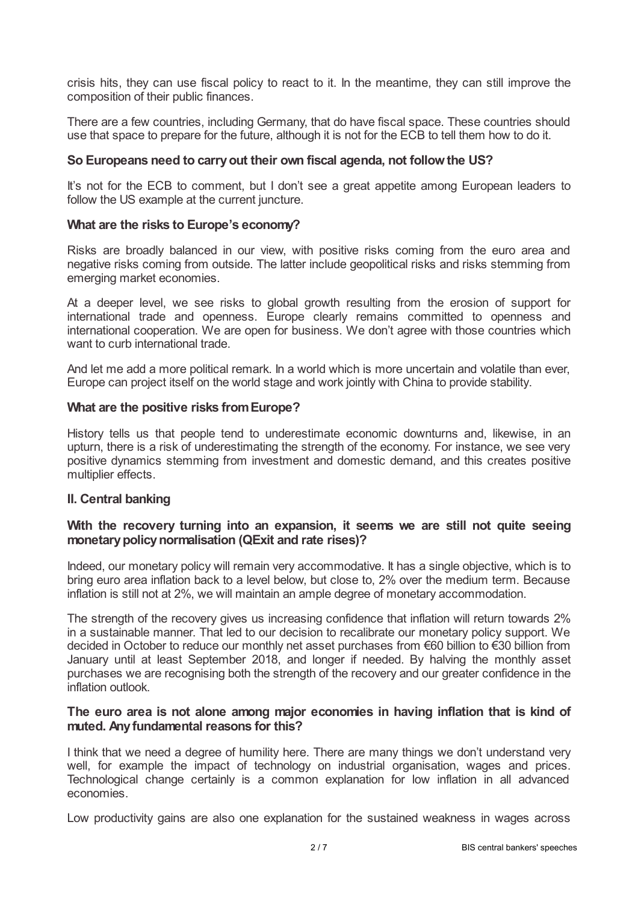crisis hits, they can use fiscal policy to react to it. In the meantime, they can still improve the composition of their public finances.

There are a few countries, including Germany, that do have fiscal space. These countries should use that space to prepare for the future, although it is not for the ECB to tell them how to do it.

**So Europeans need to carry out their own fiscal agenda, not follow the US?**

It's not for the ECB to comment, but I don't see a great appetite among European leaders to follow the US example at the current juncture.

**What are the risks to Europe's economy?**

Risks are broadly balanced in our view, with positive risks coming from the euro area and negative risks coming from outside. The latter include geopolitical risks and risks stemming from emerging market economies.

At a deeper level, we see risks to global growth resulting from the erosion of support for international trade and openness. Europe clearly remains committed to openness and international cooperation. We are open for business. We don't agree with those countries which want to curb international trade.

And let me add a more political remark. In a world which is more uncertain and volatile than ever, Europe can project itself on the world stage and work jointly with China to provide stability.

**What are the positive risks from Europe?**

History tells us that people tend to underestimate economic downturns and, likewise, in an upturn, there is a risk of underestimating the strength of the economy. For instance, we see very positive dynamics stemming from investment and domestic demand, and this creates positive multiplier effects.

## II. Central banking

**With the recovery turning into an expansion, it seems we are still not quite seeing monetary policy normalisation (QExit and rate rises)?**

Indeed, our monetary policy will remain very accommodative. It has a single objective, which is to bring euro area inflation back to a level below, but close to, 2% over the medium term. Because inflation is still not at 2%, we will maintain an ample degree of monetary accommodation.

The strength of the recovery gives us increasing confidence that inflation will return towards 2% in a sustainable manner. That led to our decision to recalibrate our monetary policy support. We decided in October to reduce our monthly net asset purchases from €60 billion to €30 billion from January until at least September 2018, and longer if needed. By halving the monthly asset purchases we are recognising both the strength of the recovery and our greater confidence in the inflation outlook.

**The euro area is not alone among major economies in having inflation that is kind of muted. Any fundamental reasons for this?**

I think that we need a degree of humility here. There are many things we don't understand very well, for example the impact of technology on industrial organisation, wages and prices. Technological change certainly is a common explanation for low inflation in all advanced economies.

Low productivity gains are also one explanation for the sustained weakness in wages across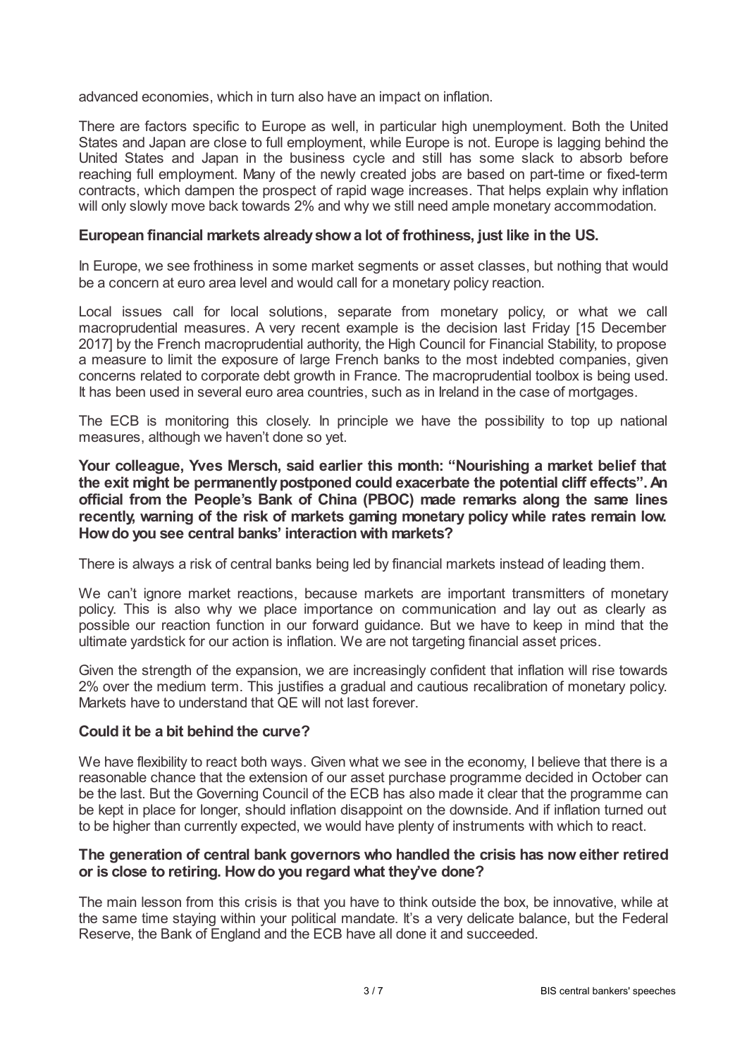advanced economies, which in turn also have an impact on inflation.

There are factors specific to Europe as well, in particular high unemployment. Both the United States and Japan are close to full employment, while Europe is not. Europe is lagging behind the United States and Japan in the business cycle and still has some slack to absorb before reaching full employment. Many of the newly created jobs are based on part-time or fixed-term contracts, which dampen the prospect of rapid wage increases. That helps explain why inflation will only slowly move back towards 2% and why we still need ample monetary accommodation.

**European financial markets already show a lot of frothiness, just like in the US.**

In Europe, we see frothiness in some market segments or asset classes, but nothing that would be a concern at euro area level and would call for a monetary policy reaction.

Local issues call for local solutions, separate from monetary policy, or what we call macroprudential measures. A very recent example is the decision last Friday [15 December 2017] by the French macroprudential authority, the High Council for Financial Stability, to propose a measure to limit the exposure of large French banks to the most indebted companies, given concerns related to corporate debt growth in France. The macroprudential toolbox is being used. It has been used in several euro area countries, such as in Ireland in the case of mortgages.

The ECB is monitoring this closely. In principle we have the possibility to top up national measures, although we haven't done so yet.

**Your colleague, Yves Mersch, said earlier this month: "Nourishing a market belief that the exit might be permanently postponed could exacerbate the potential cliff effects". An official from the People's Bank of China (PBOC) made remarks along the same lines recently, warning of the risk of markets gaming monetary policy while rates remain low. How do you see central banks' interaction with markets?**

There is always a risk of central banks being led by financial markets instead of leading them.

We can't ignore market reactions, because markets are important transmitters of monetary policy. This is also why we place importance on communication and lay out as clearly as possible our reaction function in our forward guidance. But we have to keep in mind that the ultimate yardstick for our action is inflation. We are not targeting financial asset prices.

Given the strength of the expansion, we are increasingly confident that inflation will rise towards 2% over the medium term. This justifies a gradual and cautious recalibration of monetary policy. Markets have to understand that QE will not last forever.

**Could it be a bit behind the curve?**

We have flexibility to react both ways. Given what we see in the economy, I believe that there is a reasonable chance that the extension of our asset purchase programme decided in October can be the last. But the Governing Council of the ECB has also made it clear that the programme can be kept in place for longer, should inflation disappoint on the downside. And if inflation turned out to be higher than currently expected, we would have plenty of instruments with which to react.

**The generation of central bank governors who handled the crisis has now either retired or is close to retiring. How do you regard what they've done?**

The main lesson from this crisis is that you have to think outside the box, be innovative, while at the same time staying within your political mandate. It's a very delicate balance, but the Federal Reserve, the Bank of England and the ECB have all done it and succeeded.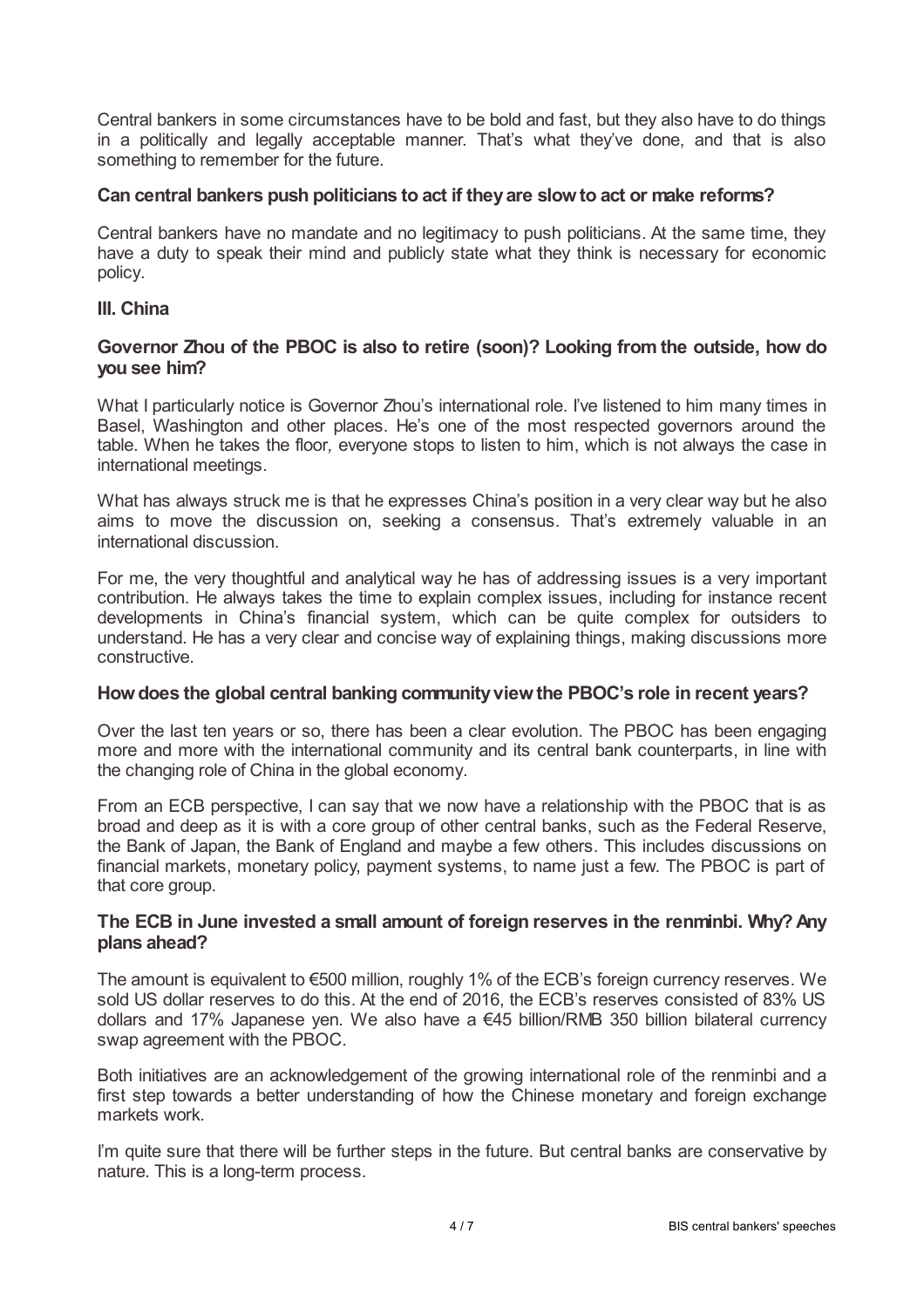Central bankers in some circumstances have to be bold and fast, but they also have to do things in a politically and legally acceptable manner. That's what they've done, and that is also something to remember for the future.

**Can central bankers push politicians to act if they are slow to act or make reforms?**

Central bankers have no mandate and no legitimacy to push politicians. At the same time, they have a duty to speak their mind and publicly state what they think is necessary for economic policy.

## III. China

**Governor Zhou of the PBOC is also to retire (soon)? Looking from the outside, how do you see him?**

What I particularly notice is Governor Zhou's international role. I've listened to him many times in Basel, Washington and other places. He's one of the most respected governors around the table. When he takes the floor, everyone stops to listen to him, which is not always the case in international meetings.

What has always struck me is that he expresses China's position in a very clear way but he also aims to move the discussion on, seeking a consensus. That's extremely valuable in an international discussion.

For me, the very thoughtful and analytical way he has of addressing issues is a very important contribution. He always takes the time to explain complex issues, including for instance recent developments in China's financial system, which can be quite complex for outsiders to understand. He has a very clear and concise way of explaining things, making discussions more constructive.

**How does the global central banking community view the PBOC's role in recent years?**

Over the last ten years or so, there has been a clear evolution. The PBOC has been engaging more and more with the international community and its central bank counterparts, in line with the changing role of China in the global economy.

From an ECB perspective, I can say that we now have a relationship with the PBOC that is as broad and deep as it is with a core group of other central banks, such as the Federal Reserve, the Bank of Japan, the Bank of England and maybe a few others. This includes discussions on financial markets, monetary policy, payment systems, to name just a few. The PBOC is part of that core group.

**The ECB in June invested a small amount of foreign reserves in the renminbi. Why? Any plans ahead?**

The amount is equivalent to €500 million, roughly 1% of the ECB's foreign currency reserves. We sold US dollar reserves to do this. At the end of 2016, the ECB's reserves consisted of 83% US dollars and 17% Japanese yen. We also have a €45 billion/RMB 350 billion bilateral currency swap agreement with the PBOC.

Both initiatives are an acknowledgement of the growing international role of the renminbi and a first step towards a better understanding of how the Chinese monetary and foreign exchange markets work.

I'm quite sure that there will be further steps in the future. But central banks are conservative by nature. This is a long-term process.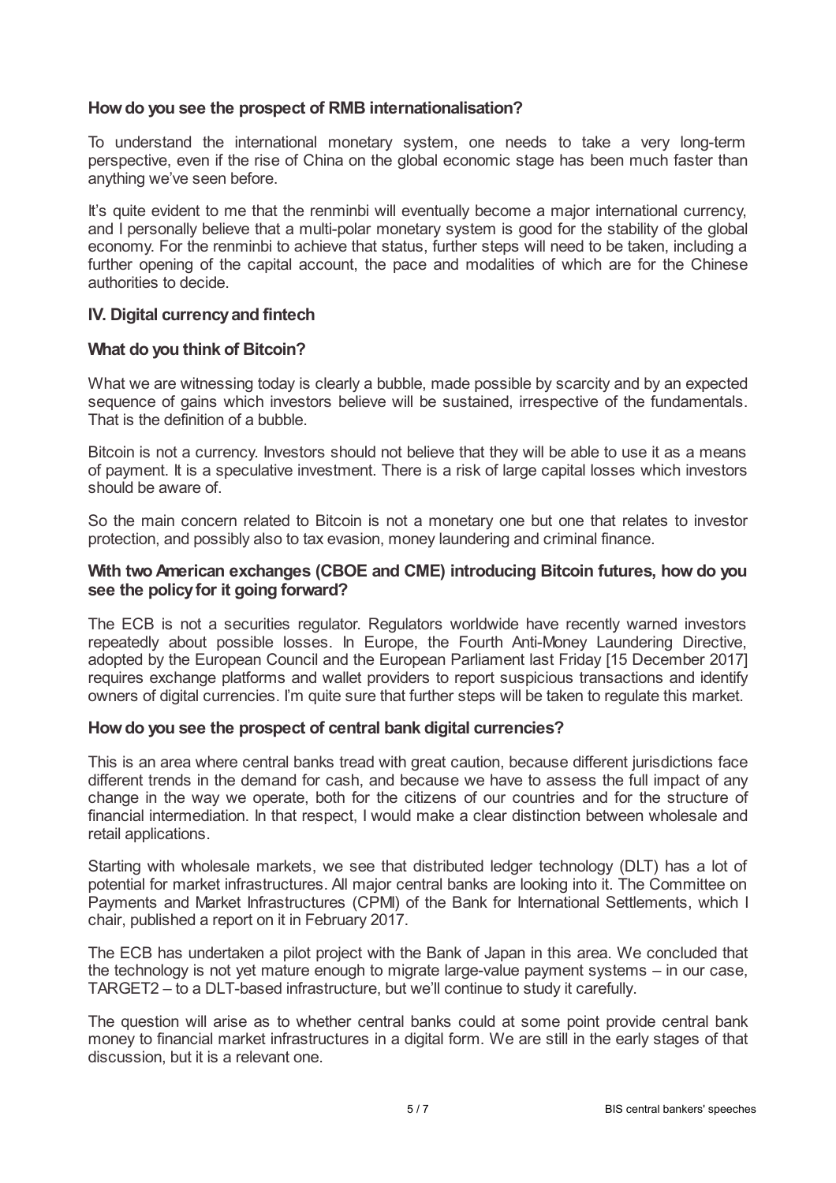### How do you see the prospect of RMB internationalisation?

To understand the international monetary system, one needs to take a very long-term perspective, even if the rise of China on the global economic stage has been much faster than anything we've seen before.

It's quite evident to me that the renminbi will eventually become a major international currency, and I personally believe that a multi-polar monetary system is good for the stability of the global economy. For the renminbi to achieve that status, further steps will need to be taken, including a further opening of the capital account, the pace and modalities of which are for the Chinese authorities to decide.

## IV. Digital currency and fintech

### What do you think of Bitcoin?

What we are witnessing today is clearly a bubble, made possible by scarcity and by an expected sequence of gains which investors believe will be sustained, irrespective of the fundamentals. That is the definition of a bubble.

Bitcoin is not a currency. Investors should not believe that they will be able to use it as a means of payment. It is a speculative investment. There is a risk of large capital losses which investors should be aware of.

So the main concern related to Bitcoin is not a monetary one but one that relates to investor protection, and possibly also to tax evasion, money laundering and criminal finance.

### With two American exchanges (CBOE and CME) introducing Bitcoin futures, how do you see the policy for it going forward?

The ECB is not a securities regulator. Regulators worldwide have recently warned investors repeatedly about possible losses. In Europe, the Fourth Anti-Money Laundering Directive, adopted by the European Council and the European Parliament last Friday [15 December 2017] requires exchange platforms and wallet providers to report suspicious transactions and identify owners of digital currencies. I'm quite sure that further steps will be taken to regulate this market.

### How do you see the prospect of central bank digital currencies?

This is an area where central banks tread with great caution, because different jurisdictions face different trends in the demand for cash, and because we have to assess the full impact of any change in the way we operate, both for the citizens of our countries and for the structure of financial intermediation. In that respect, I would make a clear distinction between wholesale and retail applications.

Starting with wholesale markets, we see that distributed ledger technology (DLT) has a lot of potential for market infrastructures. All major central banks are looking into it. The Committee on Payments and Market Infrastructures (CPMI) of the Bank for International Settlements, which I chair, published a report on it in February 2017.

The ECB has undertaken a pilot project with the Bank of Japan in this area. We concluded that the technology is not yet mature enough to migrate large-value payment systems – in our case, TARGET2 – to a DLT-based infrastructure, but we'll continue to study it carefully.

The question will arise as to whether central banks could at some point provide central bank money to financial market infrastructures in a digital form. We are still in the early stages of that discussion, but it is a relevant one.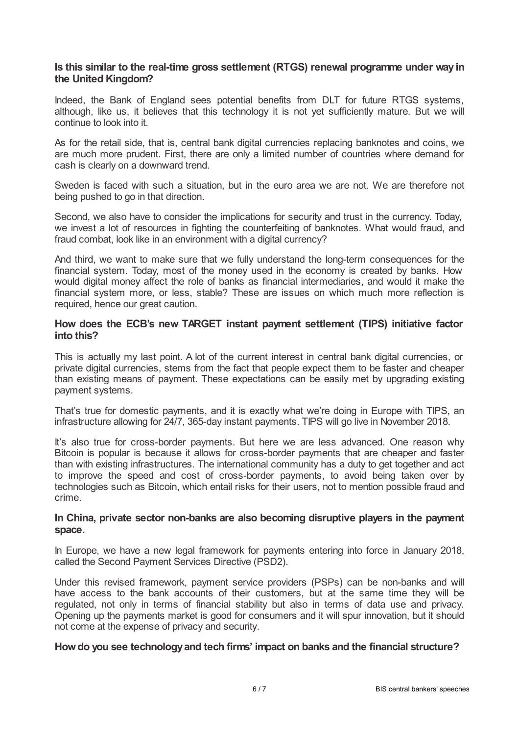**Is this similar to the real-time gross settlement (RTGS) renewal programme under way in the United Kingdom?**

Indeed, the Bank of England sees potential benefits from DLT for future RTGS systems, although, like us, it believes that this technology it is not yet sufficiently mature. But we will continue to look into it.

As for the retail side, that is, central bank digital currencies replacing banknotes and coins, we are much more prudent. First, there are only a limited number of countries where demand for cash is clearly on a downward trend.

Sweden is faced with such a situation, but in the euro area we are not. We are therefore not being pushed to go in that direction.

Second, we also have to consider the implications for security and trust in the currency. Today, we invest a lot of resources in fighting the counterfeiting of banknotes. What would fraud, and fraud combat, look like in an environment with a digital currency?

And third, we want to make sure that we fully understand the long-term consequences for the financial system. Today, most of the money used in the economy is created by banks. How would digital money affect the role of banks as financial intermediaries, and would it make the financial system more, or less, stable? These are issues on which much more reflection is required, hence our great caution.

**How does the ECB's new TARGET instant payment settlement (TIPS) initiative factor into this?**

This is actually my last point. A lot of the current interest in central bank digital currencies, or private digital currencies, stems from the fact that people expect them to be faster and cheaper than existing means of payment. These expectations can be easily met by upgrading existing payment systems.

That's true for domestic payments, and it is exactly what we're doing in Europe with TIPS, an infrastructure allowing for 24/7, 365-day instant payments. TIPS will go live in November 2018.

It's also true for cross-border payments. But here we are less advanced. One reason why Bitcoin is popular is because it allows for cross-border payments that are cheaper and faster than with existing infrastructures. The international community has a duty to get together and act to improve the speed and cost of cross-border payments, to avoid being taken over by technologies such as Bitcoin, which entail risks for their users, not to mention possible fraud and crime.

**In China, private sector non-banks are also becoming disruptive players in the payment space.**

In Europe, we have a new legal framework for payments entering into force in January 2018, called the Second Payment Services Directive (PSD2).

Under this revised framework, payment service providers (PSPs) can be non-banks and will have access to the bank accounts of their customers, but at the same time they will be regulated, not only in terms of financial stability but also in terms of data use and privacy. Opening up the payments market is good for consumers and it will spur innovation, but it should not come at the expense of privacy and security.

**How do you see technology and tech firms' impact on banks and the financial structure?**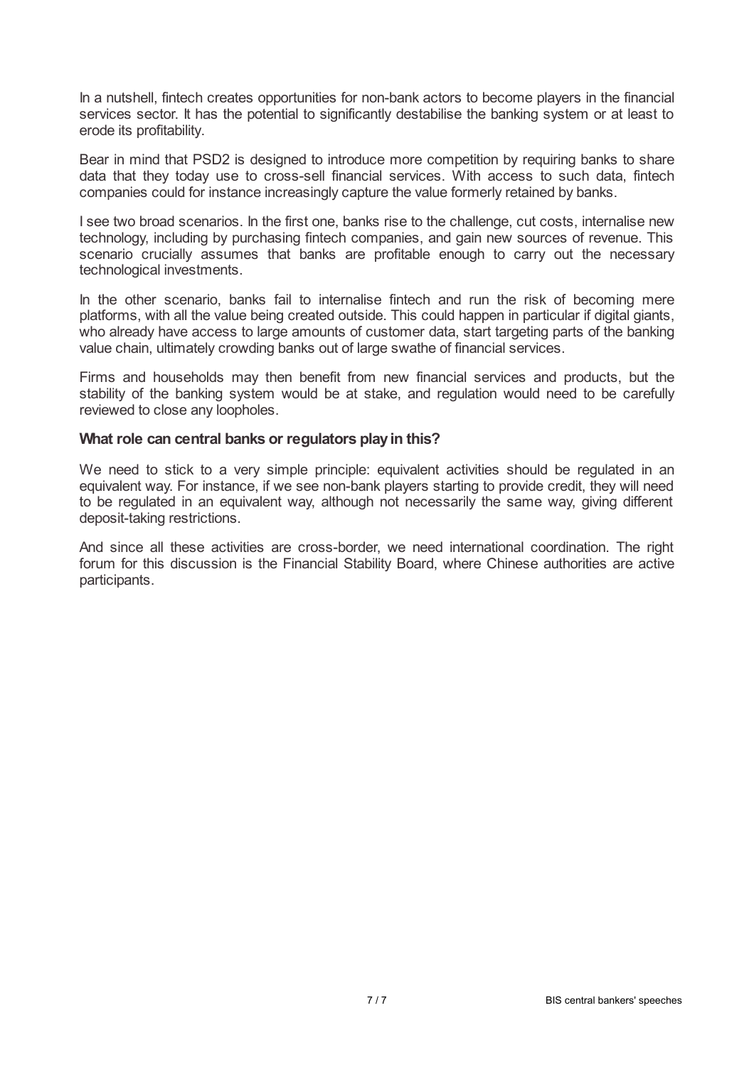In a nutshell, fintech creates opportunities for non-bank actors to become players in the financial services sector. It has the potential to significantly destabilise the banking system or at least to erode its profitability.

Bear in mind that PSD2 is designed to introduce more competition by requiring banks to share data that they today use to cross-sell financial services. With access to such data, fintech companies could for instance increasingly capture the value formerly retained by banks.

I see two broad scenarios. In the first one, banks rise to the challenge, cut costs, internalise new technology, including by purchasing fintech companies, and gain new sources of revenue. This scenario crucially assumes that banks are profitable enough to carry out the necessary technological investments.

In the other scenario, banks fail to internalise fintech and run the risk of becoming mere platforms, with all the value being created outside. This could happen in particular if digital giants, who already have access to large amounts of customer data, start targeting parts of the banking value chain, ultimately crowding banks out of large swathe of financial services.

Firms and households may then benefit from new financial services and products, but the stability of the banking system would be at stake, and regulation would need to be carefully reviewed to close any loopholes.

**What role can central banks or regulators play in this?**

We need to stick to a very simple principle: equivalent activities should be regulated in an equivalent way. For instance, if we see non-bank players starting to provide credit, they will need to be regulated in an equivalent way, although not necessarily the same way, giving different deposit-taking restrictions.

And since all these activities are cross-border, we need international coordination. The right forum for this discussion is the Financial Stability Board, where Chinese authorities are active participants.